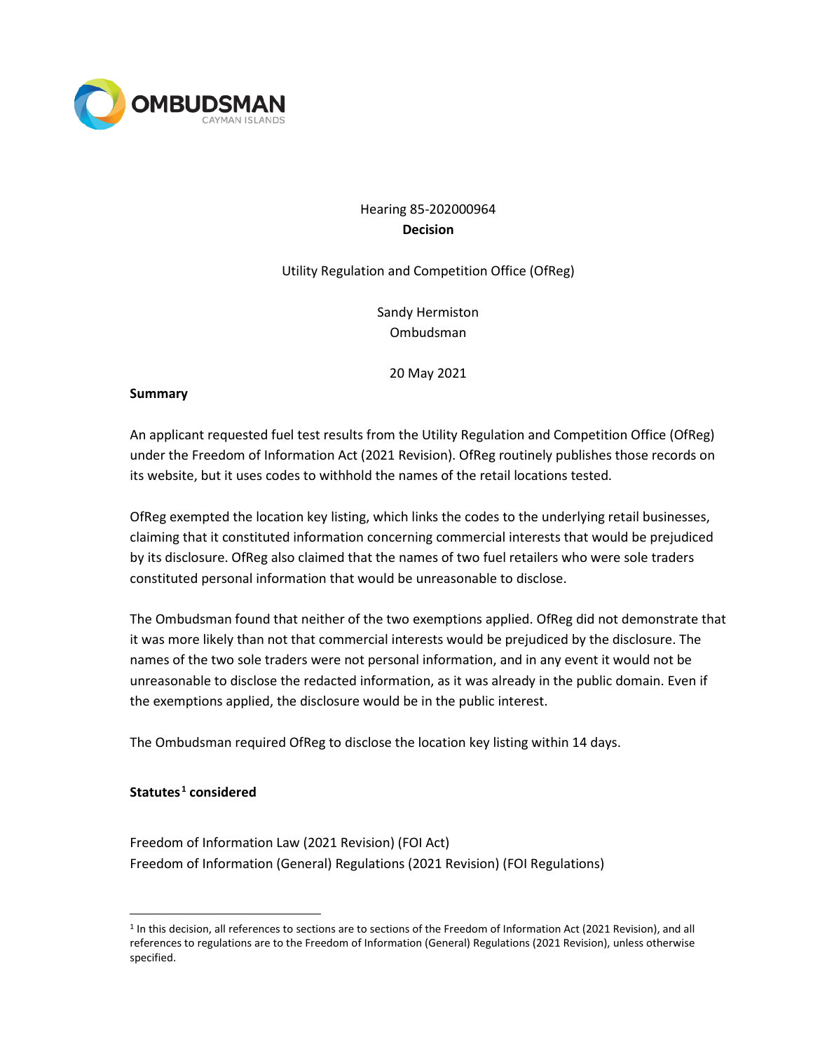OMBUDSMAN
CAYMAN ISLANDS

Hearing 85-202000964

**Decision**

Utility Regulation and Competition Office (OfReg)

Sandy Hermiston
Ombudsman

20 May 2021

**Summary**

An applicant requested fuel test results from the Utility Regulation and Competition Office (OfReg) under the Freedom of Information Act (2021 Revision). OfReg routinely publishes those records on its website, but it uses codes to withhold the names of the retail locations tested.

OfReg exempted the location key listing, which links the codes to the underlying retail businesses, claiming that it constituted information concerning commercial interests that would be prejudiced by its disclosure. OfReg also claimed that the names of two fuel retailers who were sole traders constituted personal information that would be unreasonable to disclose.

The Ombudsman found that neither of the two exemptions applied. OfReg did not demonstrate that it was more likely than not that commercial interests would be prejudiced by the disclosure. The names of the two sole traders were not personal information, and in any event it would not be unreasonable to disclose the redacted information, as it was already in the public domain. Even if the exemptions applied, the disclosure would be in the public interest.

The Ombudsman required OfReg to disclose the location key listing within 14 days.

**Statutes[1] considered**

Freedom of Information Law (2021 Revision) (FOI Act)
Freedom of Information (General) Regulations (2021 Revision) (FOI Regulations)

[1] In this decision, all references to sections are to sections of the Freedom of Information Act (2021 Revision), and all references to regulations are to the Freedom of Information (General) Regulations (2021 Revision), unless otherwise specified.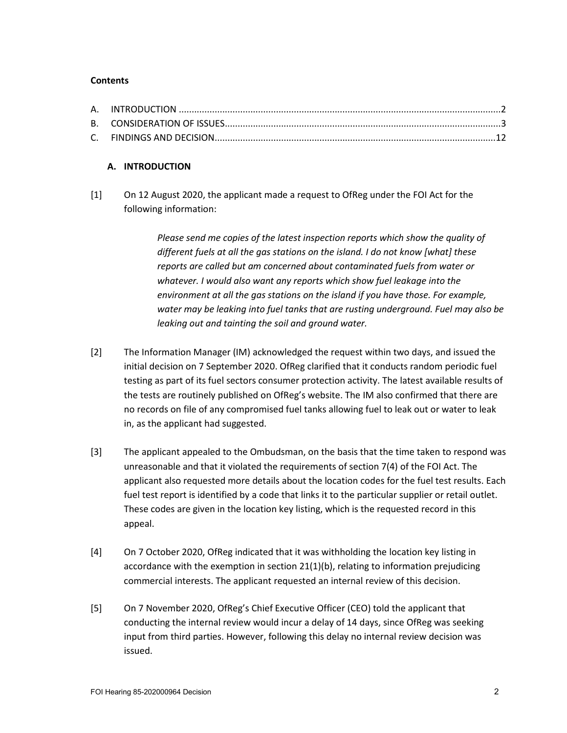**Contents**

A. INTRODUCTION ............................................................................................................................2
B. CONSIDERATION OF ISSUES...........................................................................................................3
C. FINDINGS AND DECISION.............................................................................................................12

## A. INTRODUCTION

[1] On 12 August 2020, the applicant made a request to OfReg under the FOI Act for the following information:

> *Please send me copies of the latest inspection reports which show the quality of different fuels at all the gas stations on the island. I do not know [what] these reports are called but am concerned about contaminated fuels from water or whatever. I would also want any reports which show fuel leakage into the environment at all the gas stations on the island if you have those. For example, water may be leaking into fuel tanks that are rusting underground. Fuel may also be leaking out and tainting the soil and ground water.*

[2] The Information Manager (IM) acknowledged the request within two days, and issued the initial decision on 7 September 2020. OfReg clarified that it conducts random periodic fuel testing as part of its fuel sectors consumer protection activity. The latest available results of the tests are routinely published on OfReg's website. The IM also confirmed that there are no records on file of any compromised fuel tanks allowing fuel to leak out or water to leak in, as the applicant had suggested.

[3] The applicant appealed to the Ombudsman, on the basis that the time taken to respond was unreasonable and that it violated the requirements of section 7(4) of the FOI Act. The applicant also requested more details about the location codes for the fuel test results. Each fuel test report is identified by a code that links it to the particular supplier or retail outlet. These codes are given in the location key listing, which is the requested record in this appeal.

[4] On 7 October 2020, OfReg indicated that it was withholding the location key listing in accordance with the exemption in section 21(1)(b), relating to information prejudicing commercial interests. The applicant requested an internal review of this decision.

[5] On 7 November 2020, OfReg's Chief Executive Officer (CEO) told the applicant that conducting the internal review would incur a delay of 14 days, since OfReg was seeking input from third parties. However, following this delay no internal review decision was issued.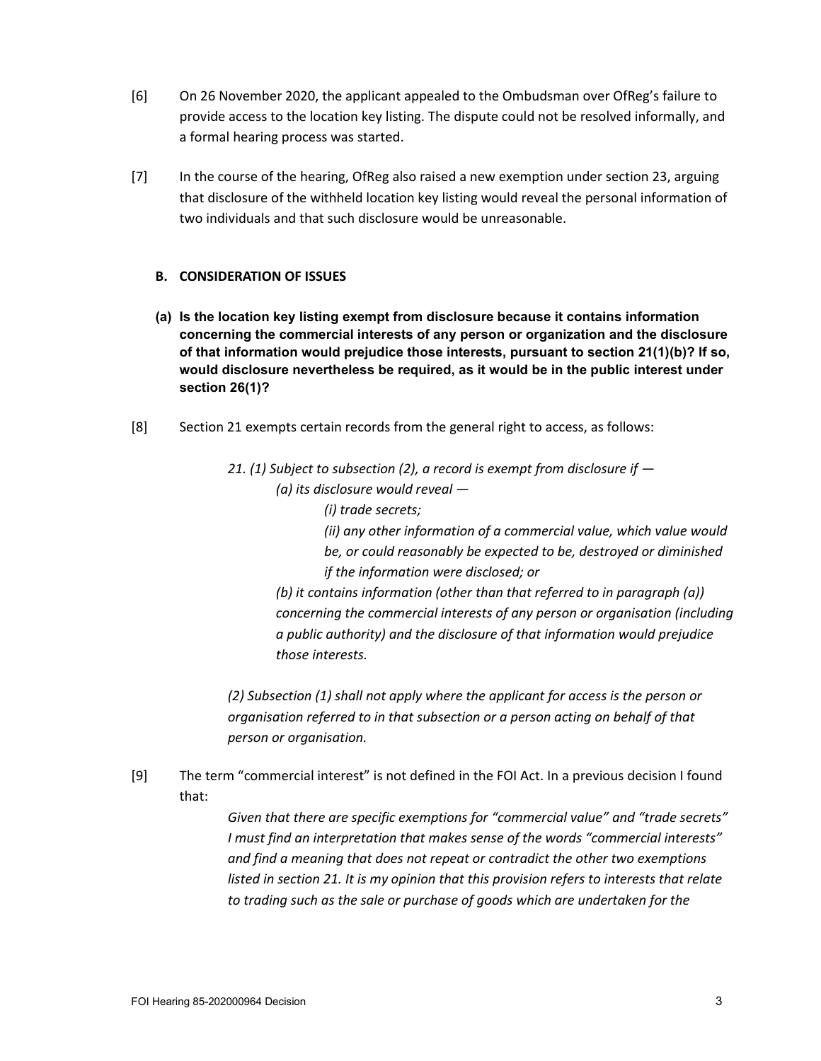[6] On 26 November 2020, the applicant appealed to the Ombudsman over OfReg's failure to provide access to the location key listing. The dispute could not be resolved informally, and a formal hearing process was started.

[7] In the course of the hearing, OfReg also raised a new exemption under section 23, arguing that disclosure of the withheld location key listing would reveal the personal information of two individuals and that such disclosure would be unreasonable.

### B. CONSIDERATION OF ISSUES

**(a) Is the location key listing exempt from disclosure because it contains information concerning the commercial interests of any person or organization and the disclosure of that information would prejudice those interests, pursuant to section 21(1)(b)? If so, would disclosure nevertheless be required, as it would be in the public interest under section 26(1)?**

[8] Section 21 exempts certain records from the general right to access, as follows:

> *21. (1) Subject to subsection (2), a record is exempt from disclosure if —*
>
> *(a) its disclosure would reveal —*
>
> *(i) trade secrets;*
>
> *(ii) any other information of a commercial value, which value would be, or could reasonably be expected to be, destroyed or diminished if the information were disclosed; or*
>
> *(b) it contains information (other than that referred to in paragraph (a)) concerning the commercial interests of any person or organisation (including a public authority) and the disclosure of that information would prejudice those interests.*
>
> *(2) Subsection (1) shall not apply where the applicant for access is the person or organisation referred to in that subsection or a person acting on behalf of that person or organisation.*

[9] The term "commercial interest" is not defined in the FOI Act. In a previous decision I found that:

> *Given that there are specific exemptions for "commercial value" and "trade secrets" I must find an interpretation that makes sense of the words "commercial interests" and find a meaning that does not repeat or contradict the other two exemptions listed in section 21. It is my opinion that this provision refers to interests that relate to trading such as the sale or purchase of goods which are undertaken for the*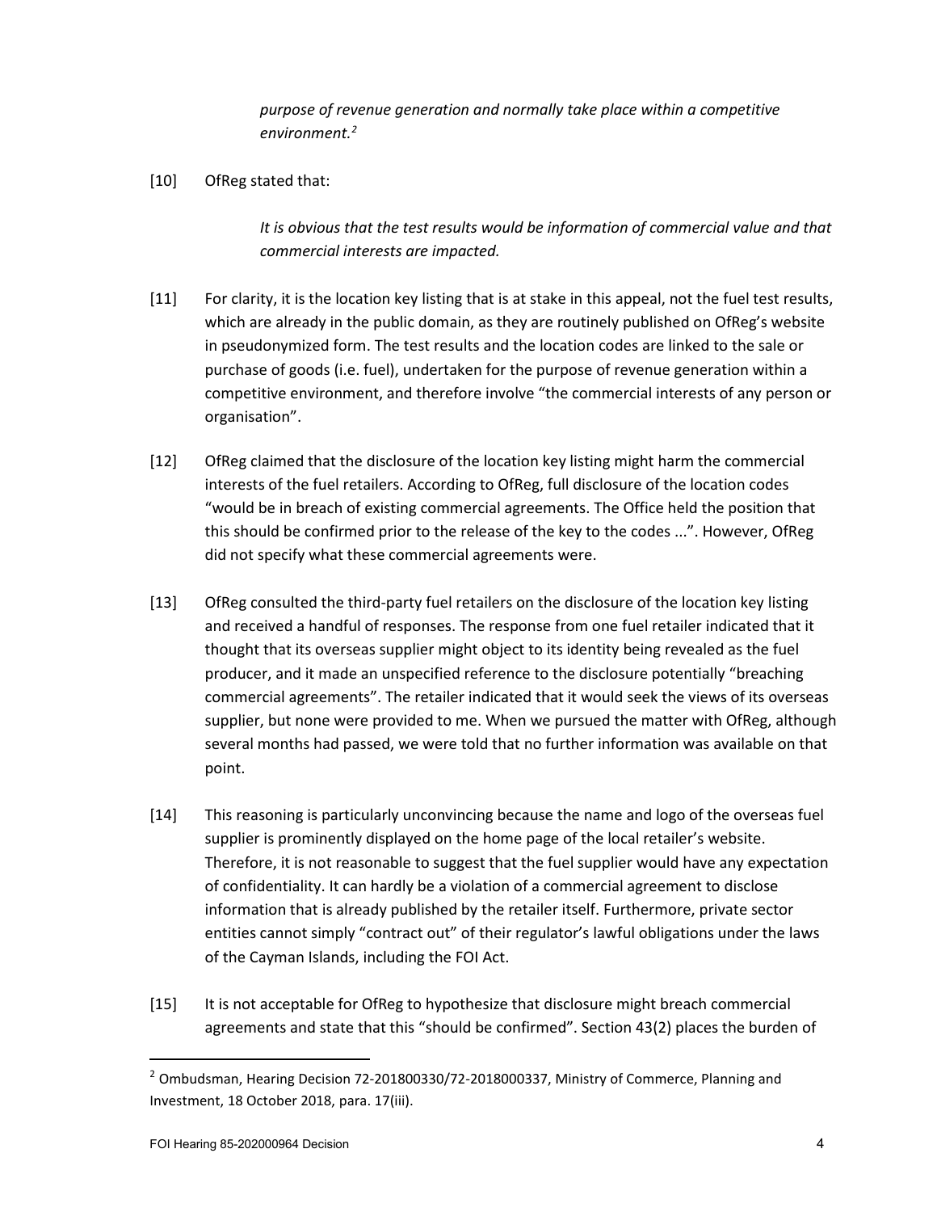> *purpose of revenue generation and normally take place within a competitive environment.*[2]

[10] OfReg stated that:

> *It is obvious that the test results would be information of commercial value and that commercial interests are impacted.*

[11] For clarity, it is the location key listing that is at stake in this appeal, not the fuel test results, which are already in the public domain, as they are routinely published on OfReg's website in pseudonymized form. The test results and the location codes are linked to the sale or purchase of goods (i.e. fuel), undertaken for the purpose of revenue generation within a competitive environment, and therefore involve "the commercial interests of any person or organisation".

[12] OfReg claimed that the disclosure of the location key listing might harm the commercial interests of the fuel retailers. According to OfReg, full disclosure of the location codes "would be in breach of existing commercial agreements. The Office held the position that this should be confirmed prior to the release of the key to the codes ...". However, OfReg did not specify what these commercial agreements were.

[13] OfReg consulted the third-party fuel retailers on the disclosure of the location key listing and received a handful of responses. The response from one fuel retailer indicated that it thought that its overseas supplier might object to its identity being revealed as the fuel producer, and it made an unspecified reference to the disclosure potentially "breaching commercial agreements". The retailer indicated that it would seek the views of its overseas supplier, but none were provided to me. When we pursued the matter with OfReg, although several months had passed, we were told that no further information was available on that point.

[14] This reasoning is particularly unconvincing because the name and logo of the overseas fuel supplier is prominently displayed on the home page of the local retailer's website. Therefore, it is not reasonable to suggest that the fuel supplier would have any expectation of confidentiality. It can hardly be a violation of a commercial agreement to disclose information that is already published by the retailer itself. Furthermore, private sector entities cannot simply "contract out" of their regulator's lawful obligations under the laws of the Cayman Islands, including the FOI Act.

[15] It is not acceptable for OfReg to hypothesize that disclosure might breach commercial agreements and state that this "should be confirmed". Section 43(2) places the burden of

---

[2] Ombudsman, Hearing Decision 72-201800330/72-2018000337, Ministry of Commerce, Planning and Investment, 18 October 2018, para. 17(iii).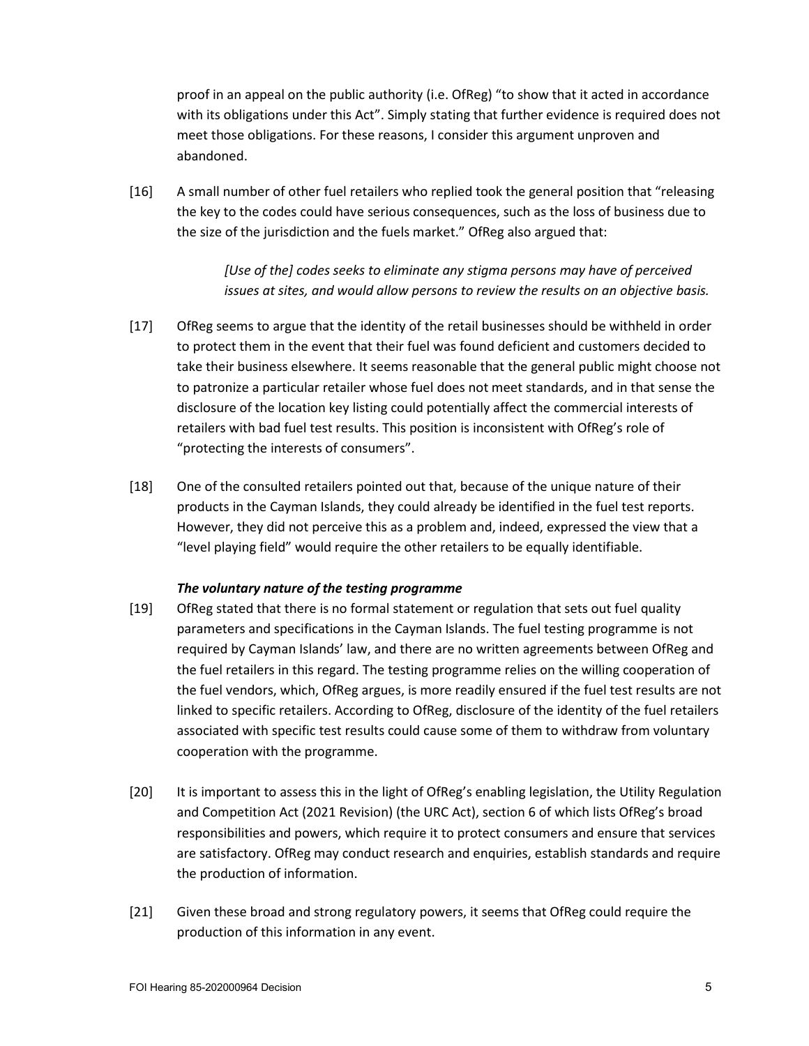proof in an appeal on the public authority (i.e. OfReg) "to show that it acted in accordance with its obligations under this Act". Simply stating that further evidence is required does not meet those obligations. For these reasons, I consider this argument unproven and abandoned.

[16] A small number of other fuel retailers who replied took the general position that "releasing the key to the codes could have serious consequences, such as the loss of business due to the size of the jurisdiction and the fuels market." OfReg also argued that:

> *[Use of the] codes seeks to eliminate any stigma persons may have of perceived issues at sites, and would allow persons to review the results on an objective basis.*

[17] OfReg seems to argue that the identity of the retail businesses should be withheld in order to protect them in the event that their fuel was found deficient and customers decided to take their business elsewhere. It seems reasonable that the general public might choose not to patronize a particular retailer whose fuel does not meet standards, and in that sense the disclosure of the location key listing could potentially affect the commercial interests of retailers with bad fuel test results. This position is inconsistent with OfReg's role of "protecting the interests of consumers".

[18] One of the consulted retailers pointed out that, because of the unique nature of their products in the Cayman Islands, they could already be identified in the fuel test reports. However, they did not perceive this as a problem and, indeed, expressed the view that a "level playing field" would require the other retailers to be equally identifiable.

***The voluntary nature of the testing programme***

[19] OfReg stated that there is no formal statement or regulation that sets out fuel quality parameters and specifications in the Cayman Islands. The fuel testing programme is not required by Cayman Islands' law, and there are no written agreements between OfReg and the fuel retailers in this regard. The testing programme relies on the willing cooperation of the fuel vendors, which, OfReg argues, is more readily ensured if the fuel test results are not linked to specific retailers. According to OfReg, disclosure of the identity of the fuel retailers associated with specific test results could cause some of them to withdraw from voluntary cooperation with the programme.

[20] It is important to assess this in the light of OfReg's enabling legislation, the Utility Regulation and Competition Act (2021 Revision) (the URC Act), section 6 of which lists OfReg's broad responsibilities and powers, which require it to protect consumers and ensure that services are satisfactory. OfReg may conduct research and enquiries, establish standards and require the production of information.

[21] Given these broad and strong regulatory powers, it seems that OfReg could require the production of this information in any event.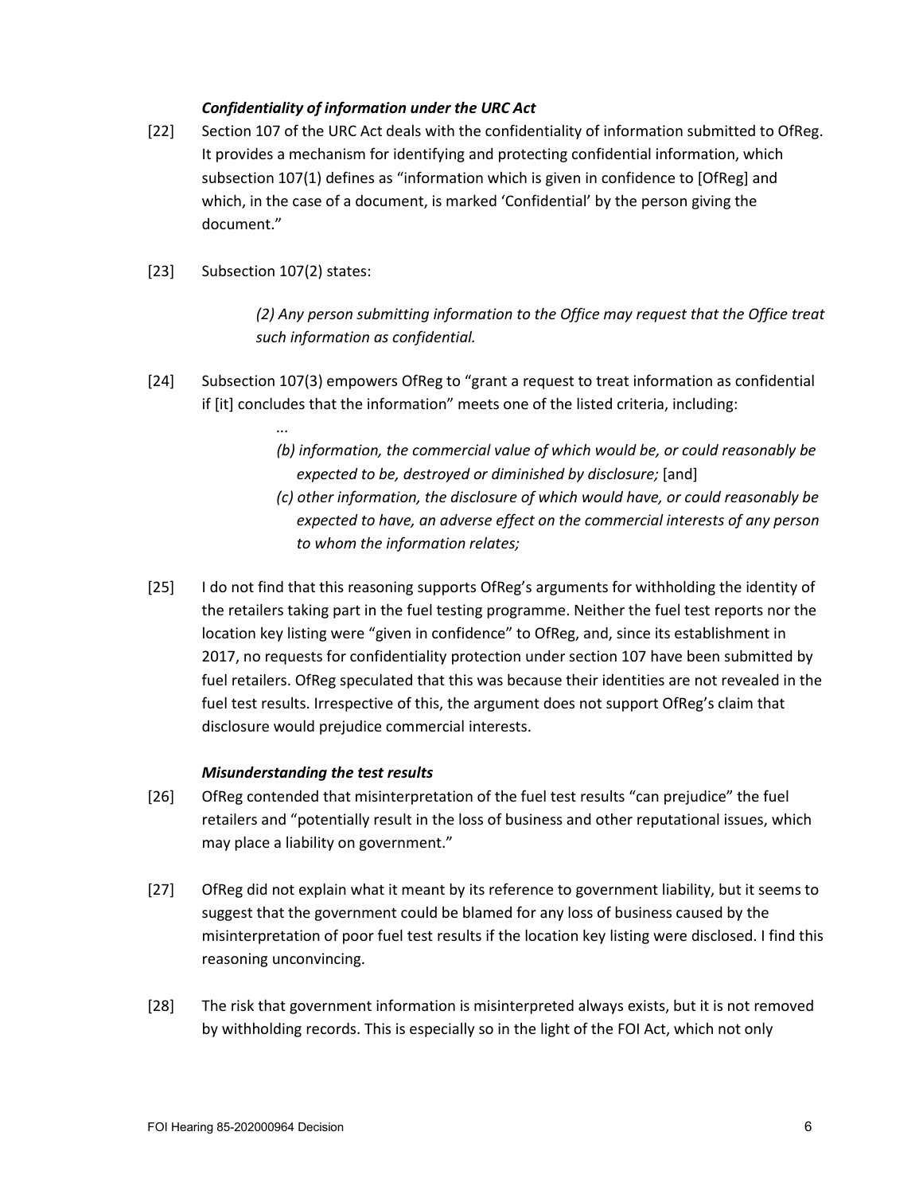***Confidentiality of information under the URC Act***

[22] Section 107 of the URC Act deals with the confidentiality of information submitted to OfReg. It provides a mechanism for identifying and protecting confidential information, which subsection 107(1) defines as "information which is given in confidence to [OfReg] and which, in the case of a document, is marked 'Confidential' by the person giving the document."

[23] Subsection 107(2) states:

> *(2) Any person submitting information to the Office may request that the Office treat such information as confidential.*

[24] Subsection 107(3) empowers OfReg to "grant a request to treat information as confidential if [it] concludes that the information" meets one of the listed criteria, including:

> *...*
>
> *(b) information, the commercial value of which would be, or could reasonably be expected to be, destroyed or diminished by disclosure;* [and]
>
> *(c) other information, the disclosure of which would have, or could reasonably be expected to have, an adverse effect on the commercial interests of any person to whom the information relates;*

[25] I do not find that this reasoning supports OfReg's arguments for withholding the identity of the retailers taking part in the fuel testing programme. Neither the fuel test reports nor the location key listing were "given in confidence" to OfReg, and, since its establishment in 2017, no requests for confidentiality protection under section 107 have been submitted by fuel retailers. OfReg speculated that this was because their identities are not revealed in the fuel test results. Irrespective of this, the argument does not support OfReg's claim that disclosure would prejudice commercial interests.

***Misunderstanding the test results***

[26] OfReg contended that misinterpretation of the fuel test results "can prejudice" the fuel retailers and "potentially result in the loss of business and other reputational issues, which may place a liability on government."

[27] OfReg did not explain what it meant by its reference to government liability, but it seems to suggest that the government could be blamed for any loss of business caused by the misinterpretation of poor fuel test results if the location key listing were disclosed. I find this reasoning unconvincing.

[28] The risk that government information is misinterpreted always exists, but it is not removed by withholding records. This is especially so in the light of the FOI Act, which not only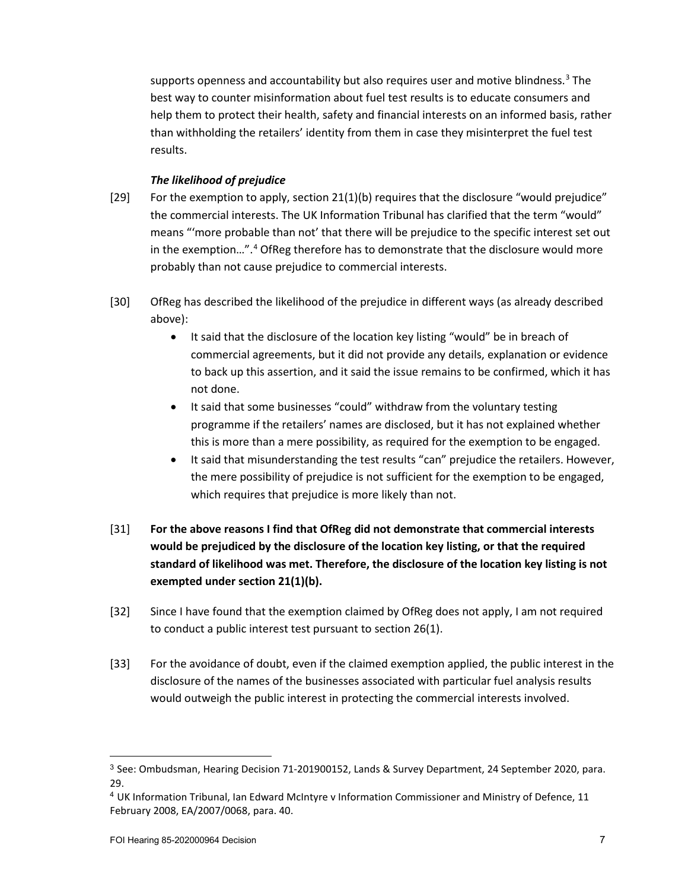supports openness and accountability but also requires user and motive blindness.[3] The best way to counter misinformation about fuel test results is to educate consumers and help them to protect their health, safety and financial interests on an informed basis, rather than withholding the retailers' identity from them in case they misinterpret the fuel test results.

***The likelihood of prejudice***

[29] For the exemption to apply, section 21(1)(b) requires that the disclosure "would prejudice" the commercial interests. The UK Information Tribunal has clarified that the term "would" means "'more probable than not' that there will be prejudice to the specific interest set out in the exemption…".[4] OfReg therefore has to demonstrate that the disclosure would more probably than not cause prejudice to commercial interests.

[30] OfReg has described the likelihood of the prejudice in different ways (as already described above):

- It said that the disclosure of the location key listing "would" be in breach of commercial agreements, but it did not provide any details, explanation or evidence to back up this assertion, and it said the issue remains to be confirmed, which it has not done.
- It said that some businesses "could" withdraw from the voluntary testing programme if the retailers' names are disclosed, but it has not explained whether this is more than a mere possibility, as required for the exemption to be engaged.
- It said that misunderstanding the test results "can" prejudice the retailers. However, the mere possibility of prejudice is not sufficient for the exemption to be engaged, which requires that prejudice is more likely than not.

[31] **For the above reasons I find that OfReg did not demonstrate that commercial interests would be prejudiced by the disclosure of the location key listing, or that the required standard of likelihood was met. Therefore, the disclosure of the location key listing is not exempted under section 21(1)(b).**

[32] Since I have found that the exemption claimed by OfReg does not apply, I am not required to conduct a public interest test pursuant to section 26(1).

[33] For the avoidance of doubt, even if the claimed exemption applied, the public interest in the disclosure of the names of the businesses associated with particular fuel analysis results would outweigh the public interest in protecting the commercial interests involved.

---

[3] See: Ombudsman, Hearing Decision 71-201900152, Lands & Survey Department, 24 September 2020, para. 29.

[4] UK Information Tribunal, Ian Edward McIntyre v Information Commissioner and Ministry of Defence, 11 February 2008, EA/2007/0068, para. 40.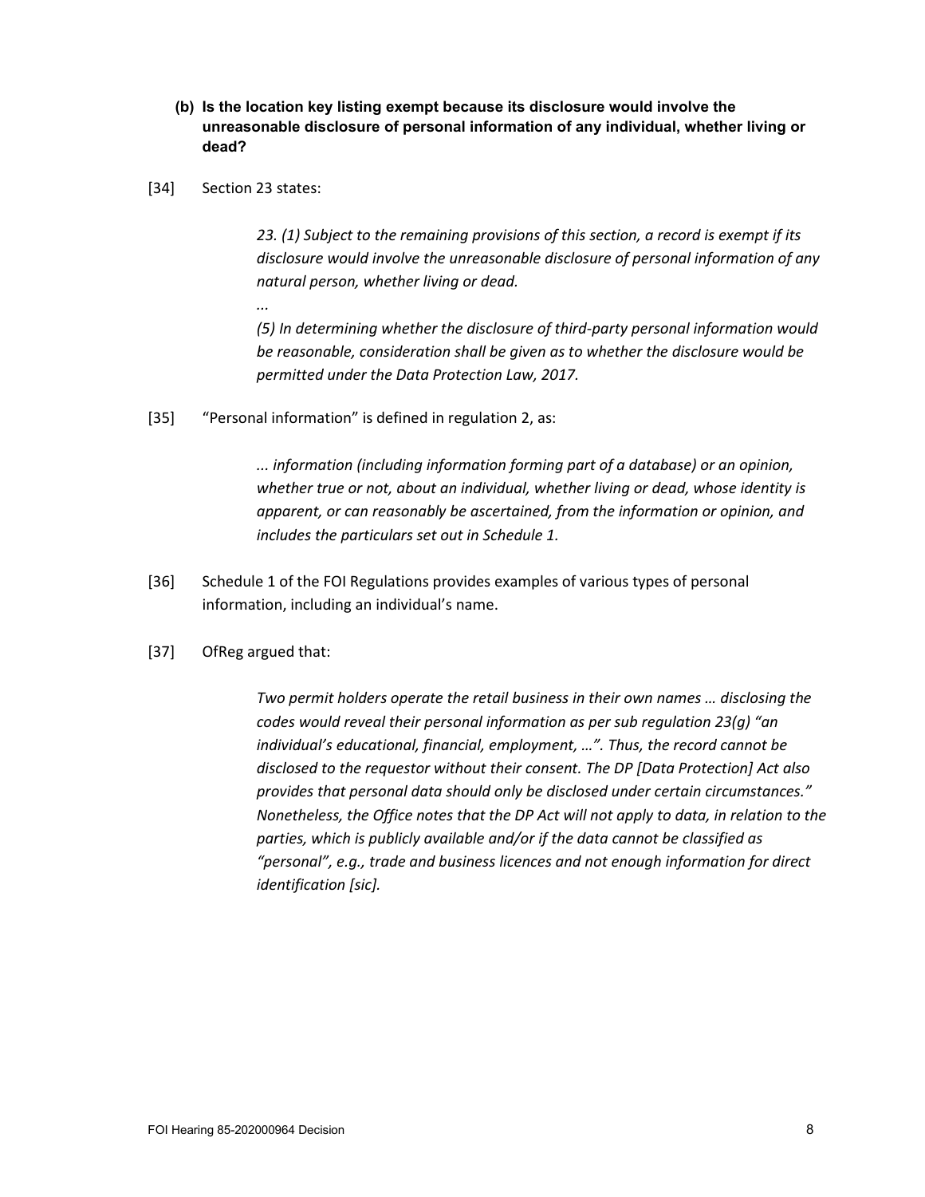**(b) Is the location key listing exempt because its disclosure would involve the unreasonable disclosure of personal information of any individual, whether living or dead?**

[34] Section 23 states:

> *23. (1) Subject to the remaining provisions of this section, a record is exempt if its disclosure would involve the unreasonable disclosure of personal information of any natural person, whether living or dead.*
>
> *...*
>
> *(5) In determining whether the disclosure of third-party personal information would be reasonable, consideration shall be given as to whether the disclosure would be permitted under the Data Protection Law, 2017.*

[35] "Personal information" is defined in regulation 2, as:

> *... information (including information forming part of a database) or an opinion, whether true or not, about an individual, whether living or dead, whose identity is apparent, or can reasonably be ascertained, from the information or opinion, and includes the particulars set out in Schedule 1.*

[36] Schedule 1 of the FOI Regulations provides examples of various types of personal information, including an individual's name.

[37] OfReg argued that:

> *Two permit holders operate the retail business in their own names … disclosing the codes would reveal their personal information as per sub regulation 23(g) "an individual's educational, financial, employment, …". Thus, the record cannot be disclosed to the requestor without their consent. The DP [Data Protection] Act also provides that personal data should only be disclosed under certain circumstances." Nonetheless, the Office notes that the DP Act will not apply to data, in relation to the parties, which is publicly available and/or if the data cannot be classified as "personal", e.g., trade and business licences and not enough information for direct identification [sic].*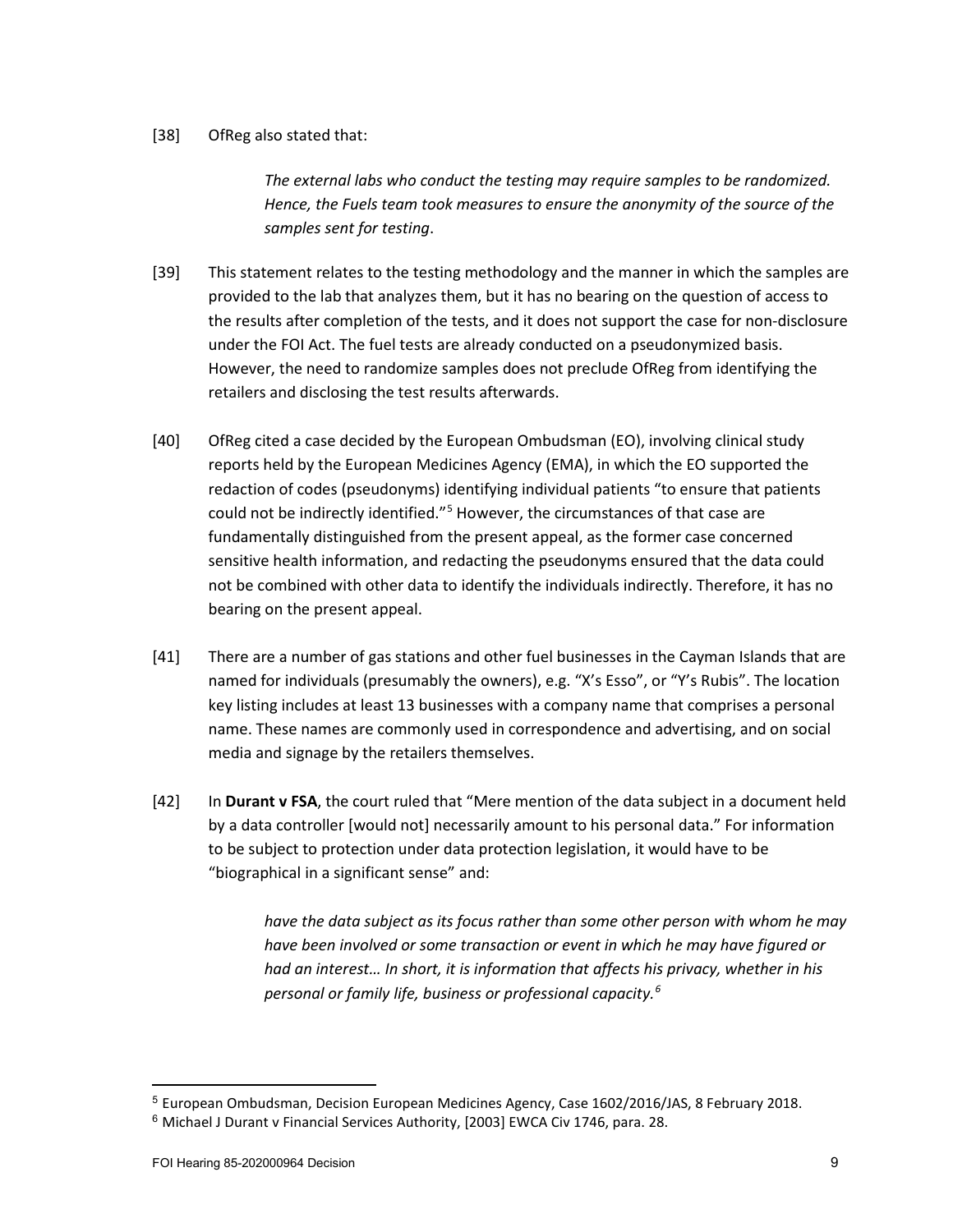[38] OfReg also stated that:

> *The external labs who conduct the testing may require samples to be randomized. Hence, the Fuels team took measures to ensure the anonymity of the source of the samples sent for testing*.

[39] This statement relates to the testing methodology and the manner in which the samples are provided to the lab that analyzes them, but it has no bearing on the question of access to the results after completion of the tests, and it does not support the case for non-disclosure under the FOI Act. The fuel tests are already conducted on a pseudonymized basis. However, the need to randomize samples does not preclude OfReg from identifying the retailers and disclosing the test results afterwards.

[40] OfReg cited a case decided by the European Ombudsman (EO), involving clinical study reports held by the European Medicines Agency (EMA), in which the EO supported the redaction of codes (pseudonyms) identifying individual patients "to ensure that patients could not be indirectly identified."[5] However, the circumstances of that case are fundamentally distinguished from the present appeal, as the former case concerned sensitive health information, and redacting the pseudonyms ensured that the data could not be combined with other data to identify the individuals indirectly. Therefore, it has no bearing on the present appeal.

[41] There are a number of gas stations and other fuel businesses in the Cayman Islands that are named for individuals (presumably the owners), e.g. "X's Esso", or "Y's Rubis". The location key listing includes at least 13 businesses with a company name that comprises a personal name. These names are commonly used in correspondence and advertising, and on social media and signage by the retailers themselves.

[42] In **Durant v FSA**, the court ruled that "Mere mention of the data subject in a document held by a data controller [would not] necessarily amount to his personal data." For information to be subject to protection under data protection legislation, it would have to be "biographical in a significant sense" and:

> *have the data subject as its focus rather than some other person with whom he may have been involved or some transaction or event in which he may have figured or had an interest… In short, it is information that affects his privacy, whether in his personal or family life, business or professional capacity.*[6]

---

[5] European Ombudsman, Decision European Medicines Agency, Case 1602/2016/JAS, 8 February 2018.

[6] Michael J Durant v Financial Services Authority, [2003] EWCA Civ 1746, para. 28.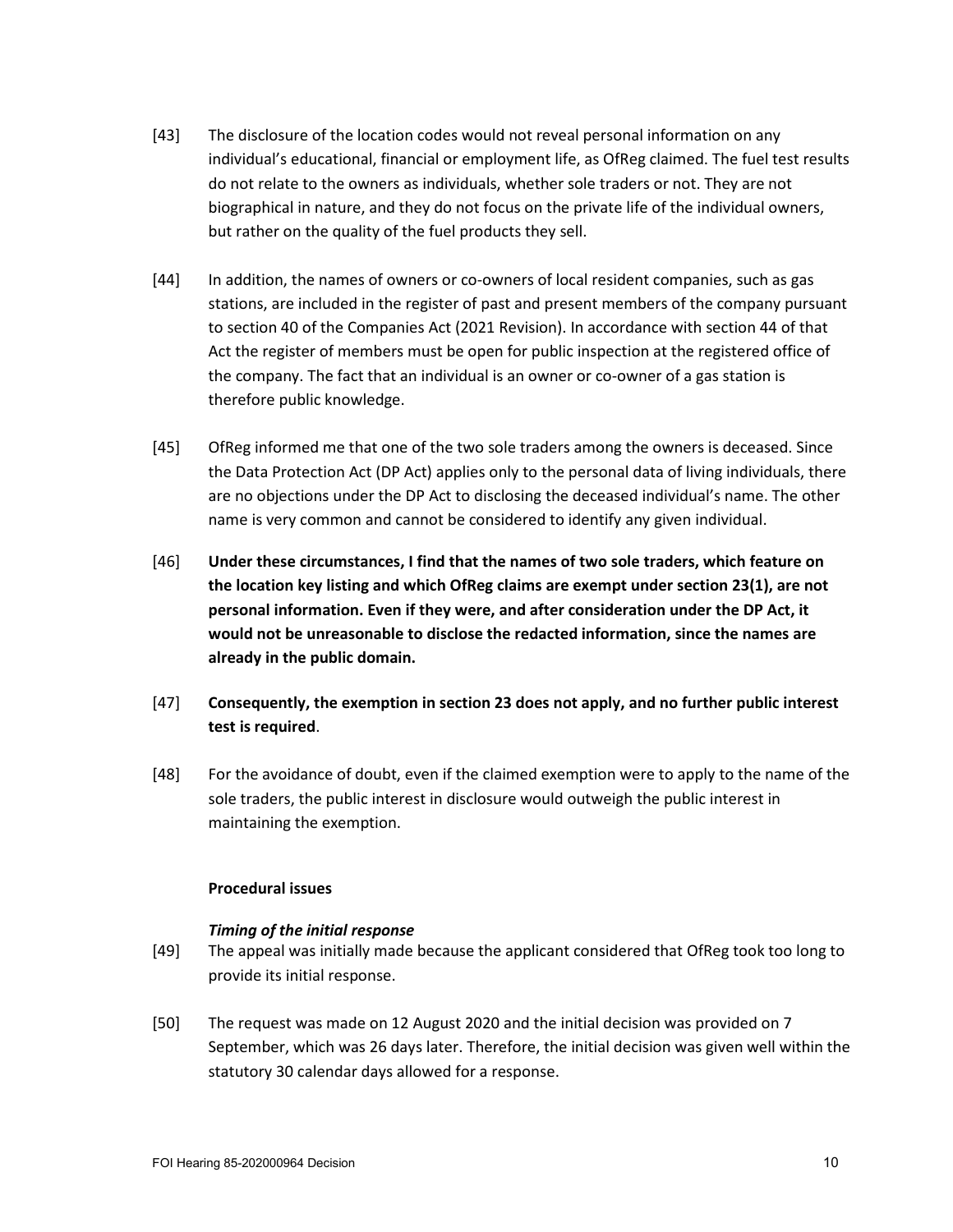[43] The disclosure of the location codes would not reveal personal information on any individual's educational, financial or employment life, as OfReg claimed. The fuel test results do not relate to the owners as individuals, whether sole traders or not. They are not biographical in nature, and they do not focus on the private life of the individual owners, but rather on the quality of the fuel products they sell.

[44] In addition, the names of owners or co-owners of local resident companies, such as gas stations, are included in the register of past and present members of the company pursuant to section 40 of the Companies Act (2021 Revision). In accordance with section 44 of that Act the register of members must be open for public inspection at the registered office of the company. The fact that an individual is an owner or co-owner of a gas station is therefore public knowledge.

[45] OfReg informed me that one of the two sole traders among the owners is deceased. Since the Data Protection Act (DP Act) applies only to the personal data of living individuals, there are no objections under the DP Act to disclosing the deceased individual's name. The other name is very common and cannot be considered to identify any given individual.

[46] **Under these circumstances, I find that the names of two sole traders, which feature on the location key listing and which OfReg claims are exempt under section 23(1), are not personal information. Even if they were, and after consideration under the DP Act, it would not be unreasonable to disclose the redacted information, since the names are already in the public domain.**

[47] **Consequently, the exemption in section 23 does not apply, and no further public interest test is required**.

[48] For the avoidance of doubt, even if the claimed exemption were to apply to the name of the sole traders, the public interest in disclosure would outweigh the public interest in maintaining the exemption.

**Procedural issues**

***Timing of the initial response***

[49] The appeal was initially made because the applicant considered that OfReg took too long to provide its initial response.

[50] The request was made on 12 August 2020 and the initial decision was provided on 7 September, which was 26 days later. Therefore, the initial decision was given well within the statutory 30 calendar days allowed for a response.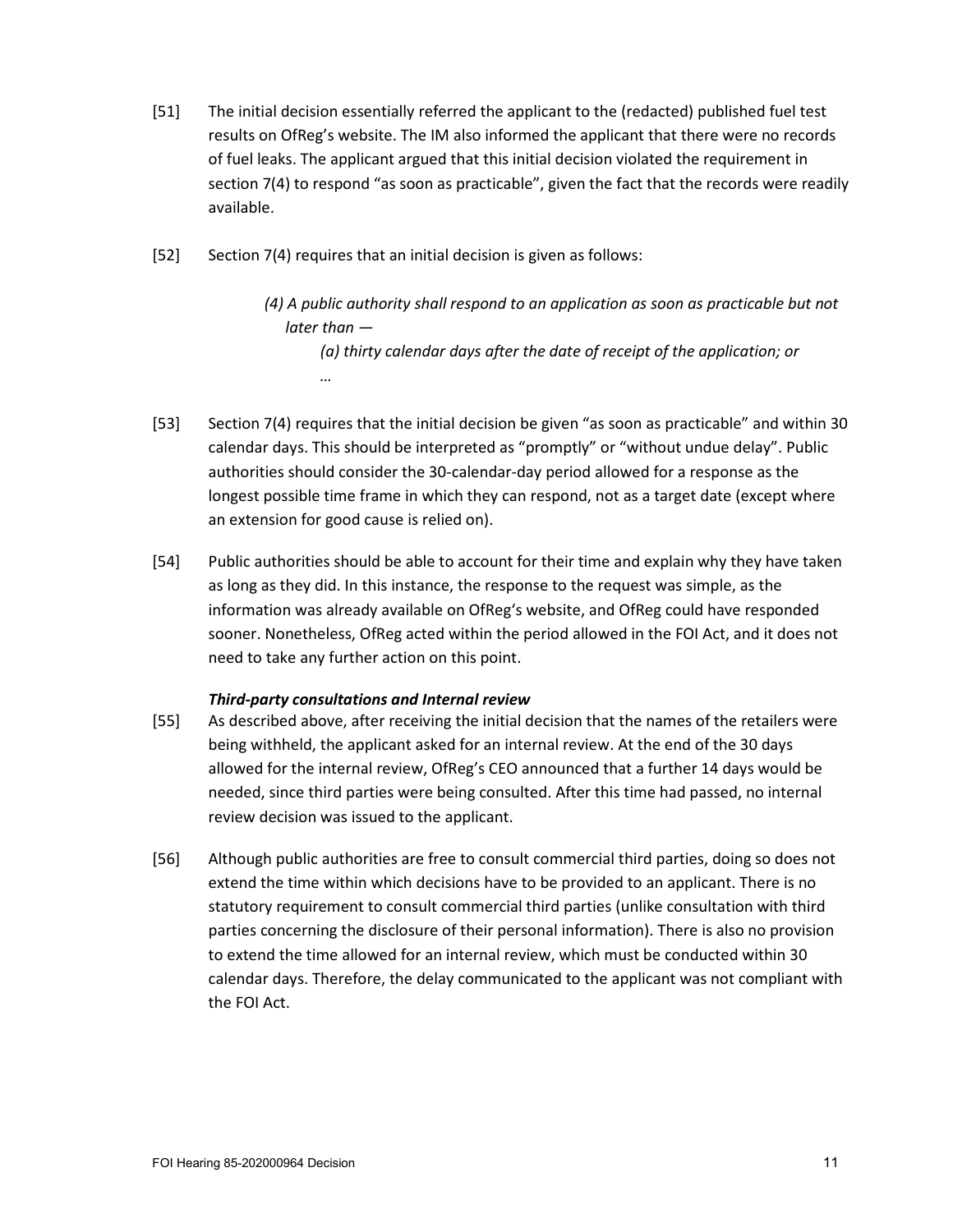[51] The initial decision essentially referred the applicant to the (redacted) published fuel test results on OfReg's website. The IM also informed the applicant that there were no records of fuel leaks. The applicant argued that this initial decision violated the requirement in section 7(4) to respond "as soon as practicable", given the fact that the records were readily available.

[52] Section 7(4) requires that an initial decision is given as follows:

> *(4) A public authority shall respond to an application as soon as practicable but not later than —*
>
> *(a) thirty calendar days after the date of receipt of the application; or*
>
> *…*

[53] Section 7(4) requires that the initial decision be given "as soon as practicable" and within 30 calendar days. This should be interpreted as "promptly" or "without undue delay". Public authorities should consider the 30-calendar-day period allowed for a response as the longest possible time frame in which they can respond, not as a target date (except where an extension for good cause is relied on).

[54] Public authorities should be able to account for their time and explain why they have taken as long as they did. In this instance, the response to the request was simple, as the information was already available on OfReg's website, and OfReg could have responded sooner. Nonetheless, OfReg acted within the period allowed in the FOI Act, and it does not need to take any further action on this point.

***Third-party consultations and Internal review***

[55] As described above, after receiving the initial decision that the names of the retailers were being withheld, the applicant asked for an internal review. At the end of the 30 days allowed for the internal review, OfReg's CEO announced that a further 14 days would be needed, since third parties were being consulted. After this time had passed, no internal review decision was issued to the applicant.

[56] Although public authorities are free to consult commercial third parties, doing so does not extend the time within which decisions have to be provided to an applicant. There is no statutory requirement to consult commercial third parties (unlike consultation with third parties concerning the disclosure of their personal information). There is also no provision to extend the time allowed for an internal review, which must be conducted within 30 calendar days. Therefore, the delay communicated to the applicant was not compliant with the FOI Act.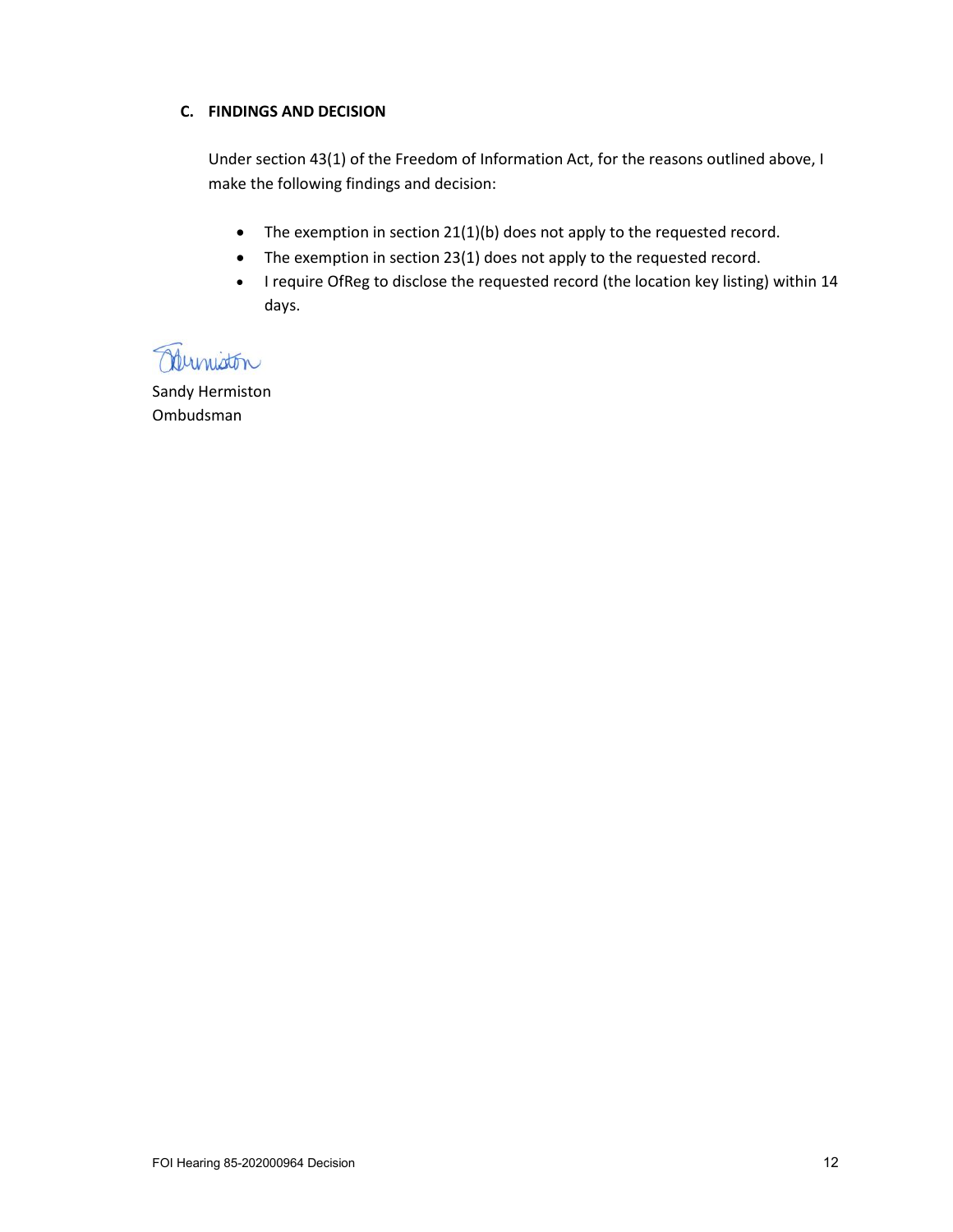### C. FINDINGS AND DECISION

Under section 43(1) of the Freedom of Information Act, for the reasons outlined above, I make the following findings and decision:

- The exemption in section 21(1)(b) does not apply to the requested record.
- The exemption in section 23(1) does not apply to the requested record.
- I require OfReg to disclose the requested record (the location key listing) within 14 days.

Sandy Hermiston
Ombudsman